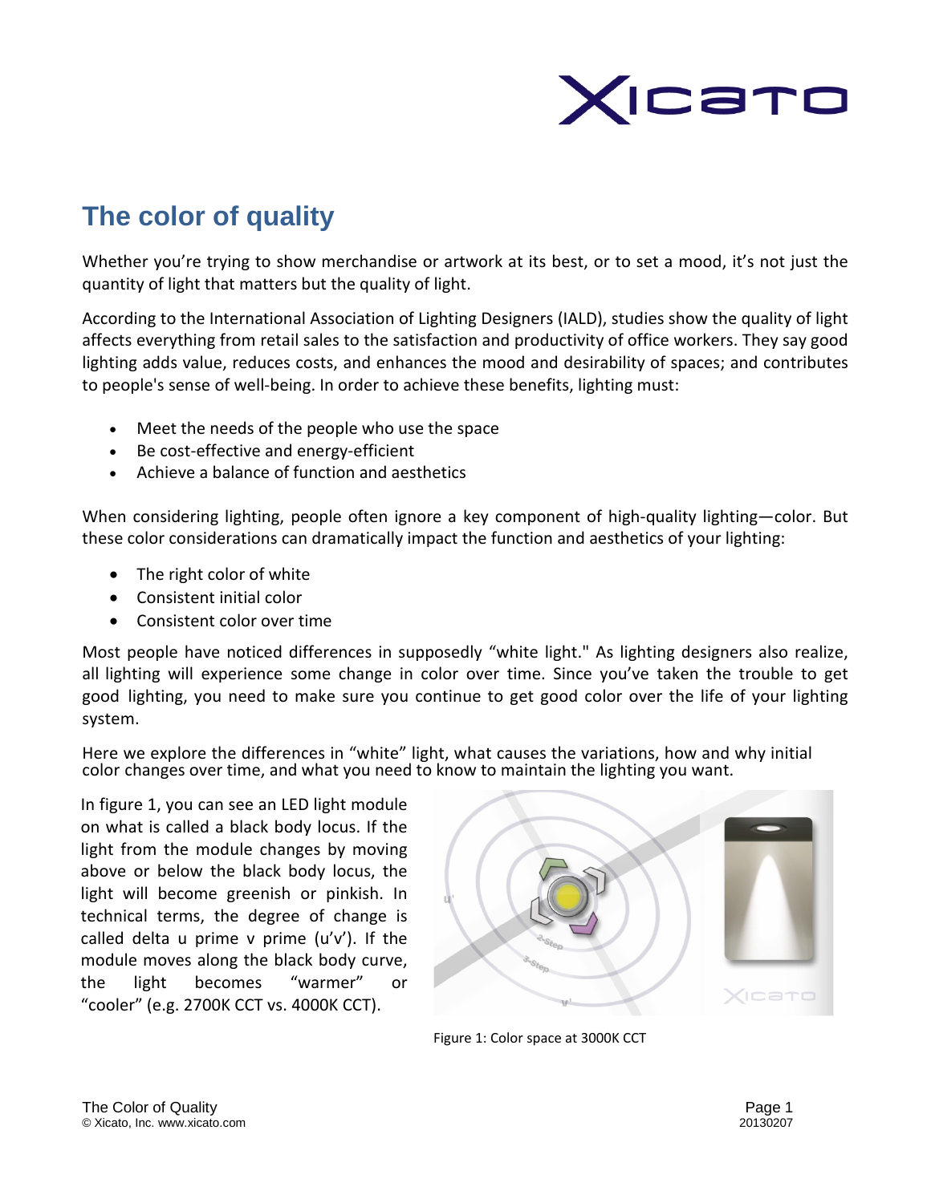# The color of quality

Whether you're trying to show merchandise or artwork at its best, or to set a mood, it's not just the quantity of light that matters but the quality of light.

According to the International Association of Lighting Designers (IALD), studies show the quality of light affects everything from retail sales to the satisfaction and productivity of office workers. They say good lighting adds value, reduces costs, and enhances the mood and desirability of spaces; and contributes to people's sense of well-being. In order to achieve these benefits, lighting must:

- Meet the needs of the people who use the space
- Be cost-effective and energy-efficient
- Achieve a balance of function and aesthetics

When considering lighting, people often ignore a key component of high-quality lighting—color. But these color considerations can dramatically impact the function and aesthetics of your lighting:

- The right color of white
- Consistent initial color
- Consistent color over time

Most people have noticed differences in supposedly "white light." As lighting designers also realize, all lighting will experience some change in color over time. Since you've taken the trouble to get good lighting, you need to make sure you continue to get good color over the life of your lighting system.

Here we explore the differences in "white" light, what causes the variations, how and why initial color changes over time, and what you need to know to maintain the lighting you want.

In figure 1, you can see an LED light module on what is called a black body locus. If the light from the module changes by moving above or below the black body locus, the light will become greenish or pinkish. In technical terms, the degree of change is called delta u prime v prime (u'v'). If the module moves along the black body curve, the light becomes "warmer" or "cooler" (e.g. 2700K CCT vs. 4000K CCT).

Figure 1: Color space at 3000K CCT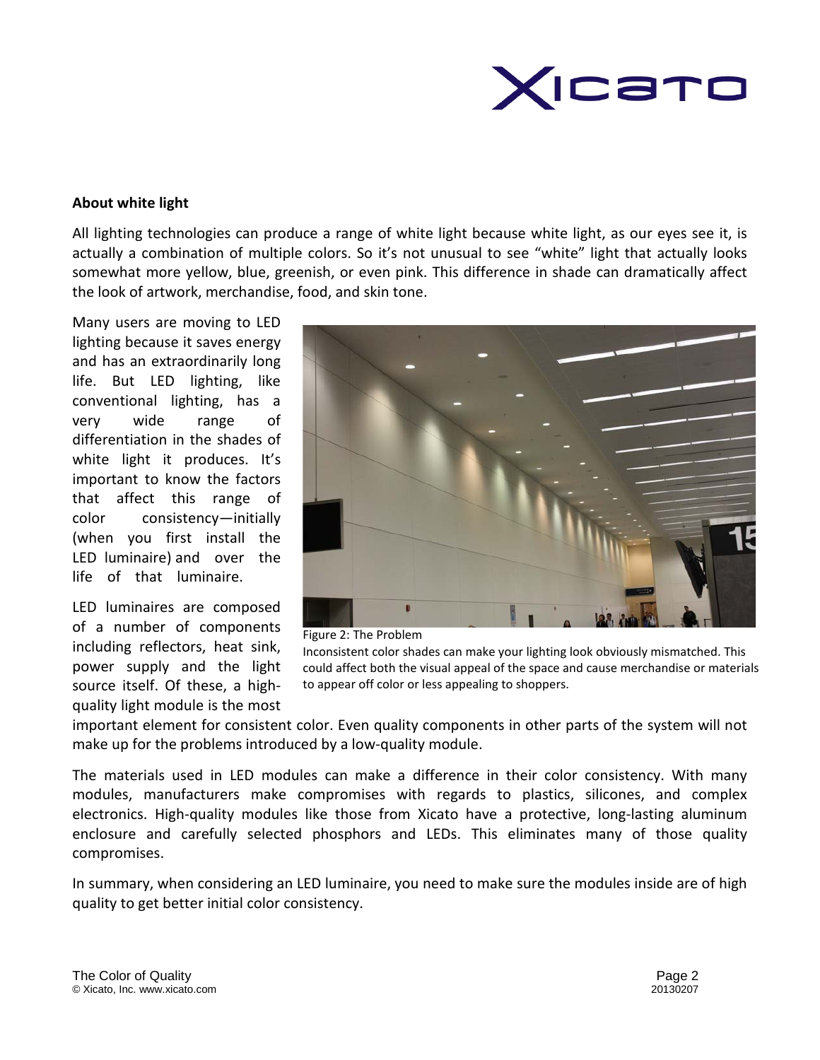## About white light

All lighting technologies can produce a range of white light because white light, as our eyes see it, is actually a combination of multiple colors. So it's not unusual to see "white" light that actually looks somewhat more yellow, blue, greenish, or even pink. This difference in shade can dramatically affect the look of artwork, merchandise, food, and skin tone.

Many users are moving to LED lighting because it saves energy and has an extraordinarily long life. But LED lighting, like conventional lighting, has a very wide range of differentiation in the shades of white light it produces. It's important to know the factors that affect this range of color consistency—initially (when you first install the LED luminaire) and over the life of that luminaire.

Figure 2: The Problem

Inconsistent color shades can make your lighting look obviously mismatched. This could affect both the visual appeal of the space and cause merchandise or materials to appear off color or less appealing to shoppers.

LED luminaires are composed of a number of components including reflectors, heat sink, power supply and the light source itself. Of these, a high-quality light module is the most important element for consistent color. Even quality components in other parts of the system will not make up for the problems introduced by a low-quality module.

The materials used in LED modules can make a difference in their color consistency. With many modules, manufacturers make compromises with regards to plastics, silicones, and complex electronics. High-quality modules like those from Xicato have a protective, long-lasting aluminum enclosure and carefully selected phosphors and LEDs. This eliminates many of those quality compromises.

In summary, when considering an LED luminaire, you need to make sure the modules inside are of high quality to get better initial color consistency.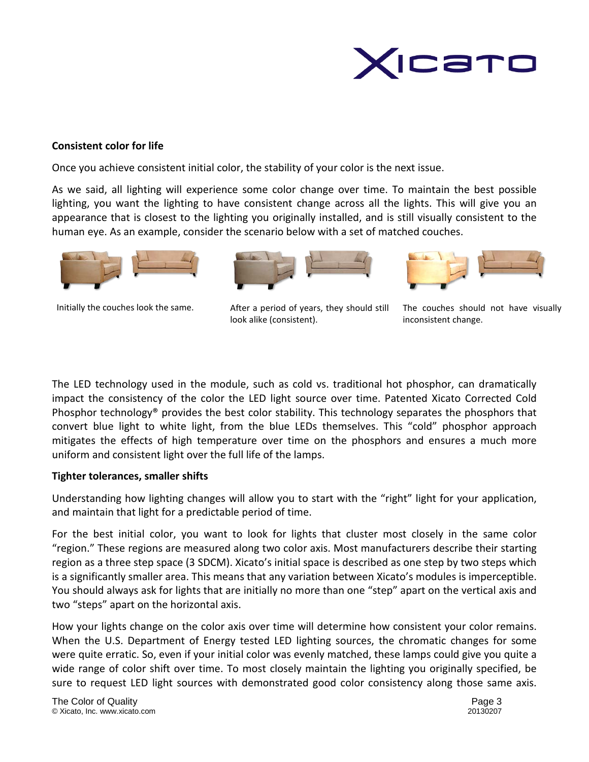## Consistent color for life

Once you achieve consistent initial color, the stability of your color is the next issue.

As we said, all lighting will experience some color change over time. To maintain the best possible lighting, you want the lighting to have consistent change across all the lights. This will give you an appearance that is closest to the lighting you originally installed, and is still visually consistent to the human eye. As an example, consider the scenario below with a set of matched couches.

Initially the couches look the same.

After a period of years, they should still look alike (consistent).

The couches should not have visually inconsistent change.

The LED technology used in the module, such as cold vs. traditional hot phosphor, can dramatically impact the consistency of the color the LED light source over time. Patented Xicato Corrected Cold Phosphor technology® provides the best color stability. This technology separates the phosphors that convert blue light to white light, from the blue LEDs themselves. This "cold" phosphor approach mitigates the effects of high temperature over time on the phosphors and ensures a much more uniform and consistent light over the full life of the lamps.

## Tighter tolerances, smaller shifts

Understanding how lighting changes will allow you to start with the "right" light for your application, and maintain that light for a predictable period of time.

For the best initial color, you want to look for lights that cluster most closely in the same color "region." These regions are measured along two color axis. Most manufacturers describe their starting region as a three step space (3 SDCM). Xicato's initial space is described as one step by two steps which is a significantly smaller area. This means that any variation between Xicato's modules is imperceptible. You should always ask for lights that are initially no more than one "step" apart on the vertical axis and two "steps" apart on the horizontal axis.

How your lights change on the color axis over time will determine how consistent your color remains. When the U.S. Department of Energy tested LED lighting sources, the chromatic changes for some were quite erratic. So, even if your initial color was evenly matched, these lamps could give you quite a wide range of color shift over time. To most closely maintain the lighting you originally specified, be sure to request LED light sources with demonstrated good color consistency along those same axis.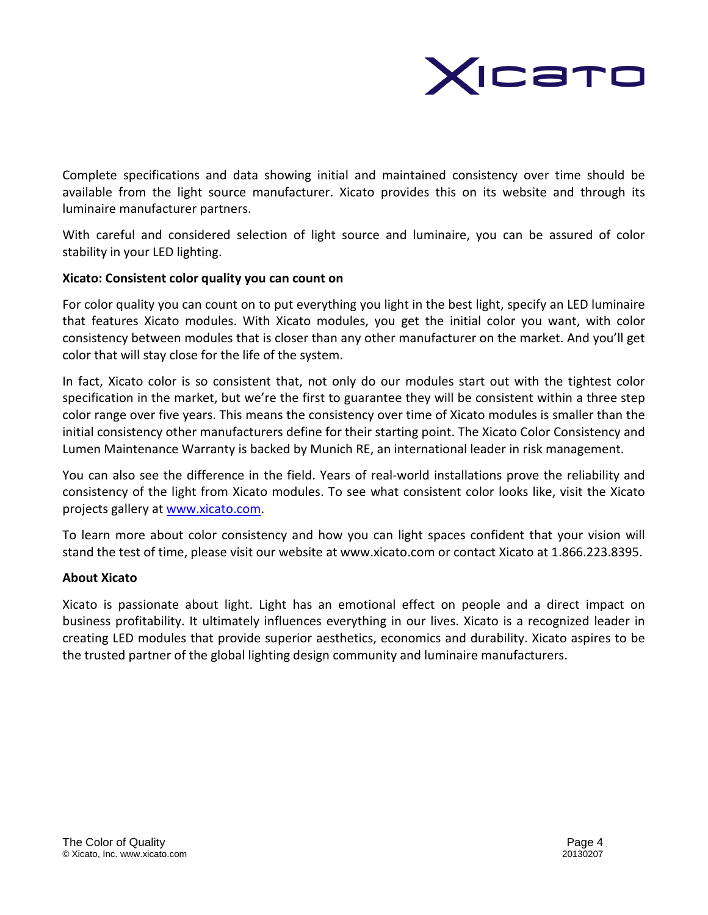Complete specifications and data showing initial and maintained consistency over time should be available from the light source manufacturer. Xicato provides this on its website and through its luminaire manufacturer partners.

With careful and considered selection of light source and luminaire, you can be assured of color stability in your LED lighting.

**Xicato: Consistent color quality you can count on**

For color quality you can count on to put everything you light in the best light, specify an LED luminaire that features Xicato modules. With Xicato modules, you get the initial color you want, with color consistency between modules that is closer than any other manufacturer on the market. And you'll get color that will stay close for the life of the system.

In fact, Xicato color is so consistent that, not only do our modules start out with the tightest color specification in the market, but we're the first to guarantee they will be consistent within a three step color range over five years. This means the consistency over time of Xicato modules is smaller than the initial consistency other manufacturers define for their starting point. The Xicato Color Consistency and Lumen Maintenance Warranty is backed by Munich RE, an international leader in risk management.

You can also see the difference in the field. Years of real-world installations prove the reliability and consistency of the light from Xicato modules. To see what consistent color looks like, visit the Xicato projects gallery at [www.xicato.com](http://www.xicato.com).

To learn more about color consistency and how you can light spaces confident that your vision will stand the test of time, please visit our website at www.xicato.com or contact Xicato at 1.866.223.8395.

**About Xicato**

Xicato is passionate about light. Light has an emotional effect on people and a direct impact on business profitability. It ultimately influences everything in our lives. Xicato is a recognized leader in creating LED modules that provide superior aesthetics, economics and durability. Xicato aspires to be the trusted partner of the global lighting design community and luminaire manufacturers.